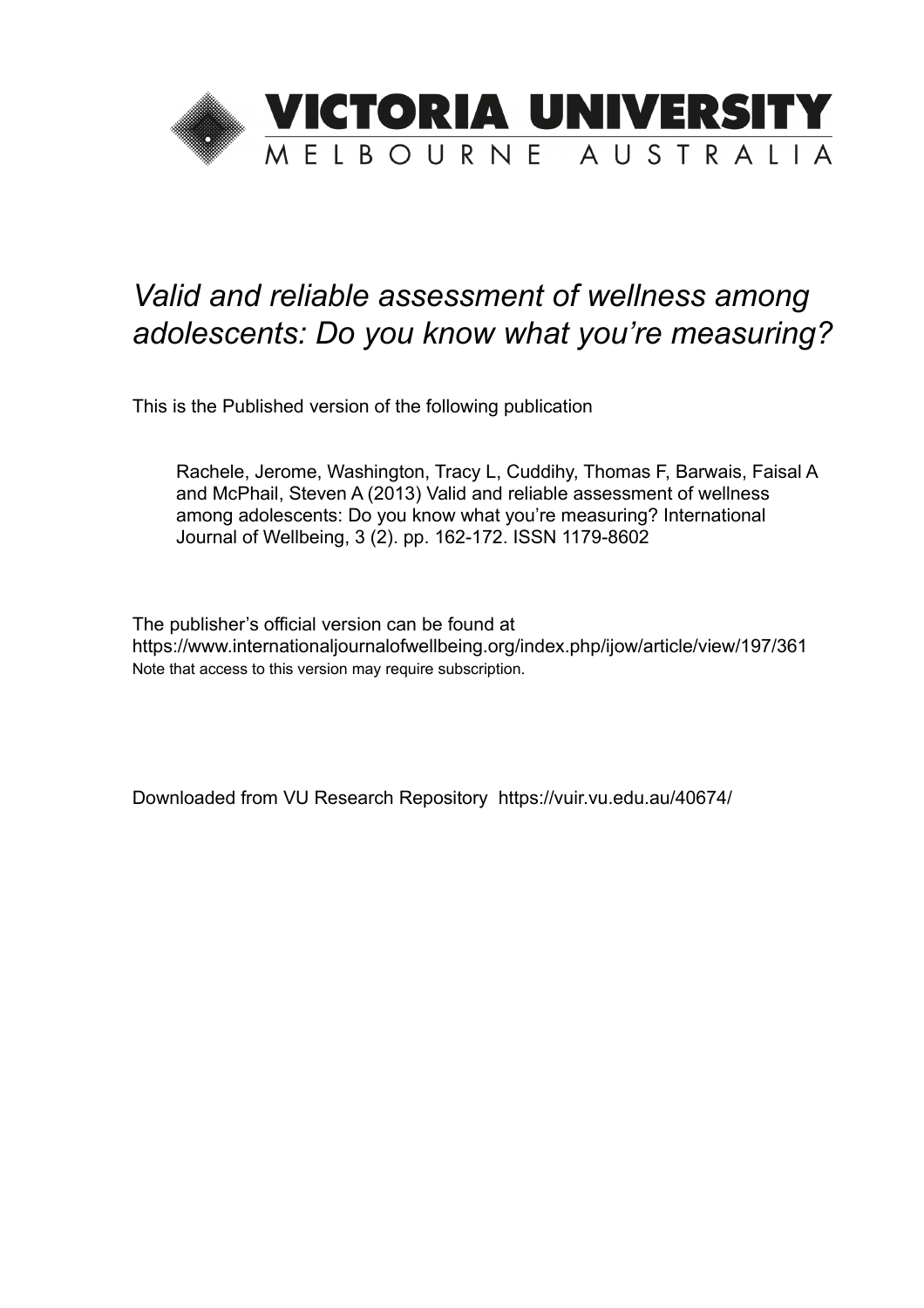# VICTORIA UNIVERSITY

MELBOURNE AUSTRALIA

*Valid and reliable assessment of wellness among adolescents: Do you know what you're measuring?*

This is the Published version of the following publication

Rachele, Jerome, Washington, Tracy L, Cuddihy, Thomas F, Barwais, Faisal A and McPhail, Steven A (2013) Valid and reliable assessment of wellness among adolescents: Do you know what you're measuring? International Journal of Wellbeing, 3 (2). pp. 162-172. ISSN 1179-8602

The publisher's official version can be found at
https://www.internationaljournalofwellbeing.org/index.php/ijow/article/view/197/361
Note that access to this version may require subscription.

Downloaded from VU Research Repository https://vuir.vu.edu.au/40674/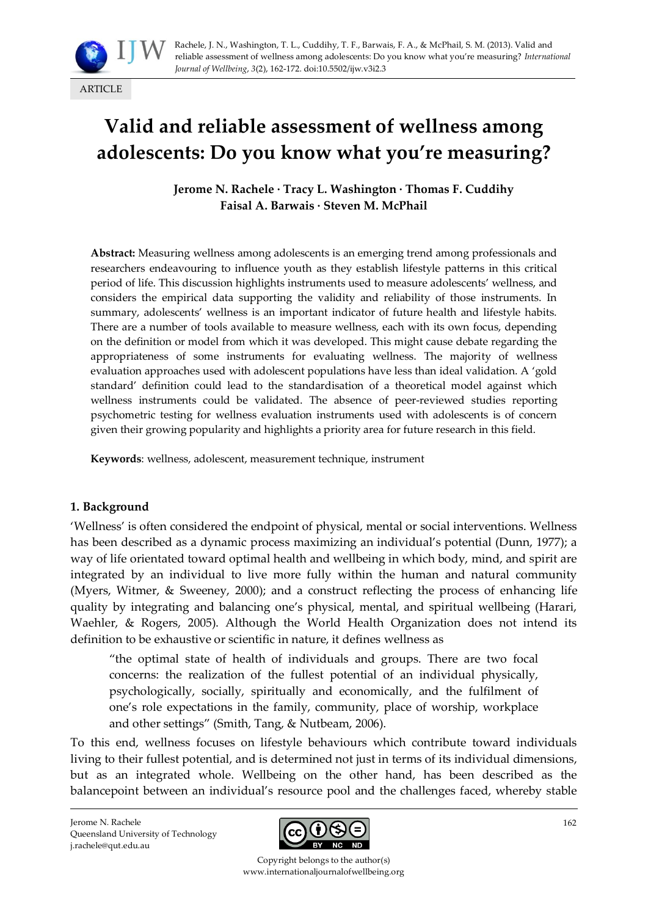# Valid and reliable assessment of wellness among adolescents: Do you know what you're measuring?

**Jerome N. Rachele · Tracy L. Washington · Thomas F. Cuddihy · Faisal A. Barwais · Steven M. McPhail**

**Abstract:** Measuring wellness among adolescents is an emerging trend among professionals and researchers endeavouring to influence youth as they establish lifestyle patterns in this critical period of life. This discussion highlights instruments used to measure adolescents' wellness, and considers the empirical data supporting the validity and reliability of those instruments. In summary, adolescents' wellness is an important indicator of future health and lifestyle habits. There are a number of tools available to measure wellness, each with its own focus, depending on the definition or model from which it was developed. This might cause debate regarding the appropriateness of some instruments for evaluating wellness. The majority of wellness evaluation approaches used with adolescent populations have less than ideal validation. A 'gold standard' definition could lead to the standardisation of a theoretical model against which wellness instruments could be validated. The absence of peer-reviewed studies reporting psychometric testing for wellness evaluation instruments used with adolescents is of concern given their growing popularity and highlights a priority area for future research in this field.

**Keywords**: wellness, adolescent, measurement technique, instrument

## 1. Background

'Wellness' is often considered the endpoint of physical, mental or social interventions. Wellness has been described as a dynamic process maximizing an individual's potential (Dunn, 1977); a way of life orientated toward optimal health and wellbeing in which body, mind, and spirit are integrated by an individual to live more fully within the human and natural community (Myers, Witmer, & Sweeney, 2000); and a construct reflecting the process of enhancing life quality by integrating and balancing one's physical, mental, and spiritual wellbeing (Harari, Waehler, & Rogers, 2005). Although the World Health Organization does not intend its definition to be exhaustive or scientific in nature, it defines wellness as

> "the optimal state of health of individuals and groups. There are two focal concerns: the realization of the fullest potential of an individual physically, psychologically, socially, spiritually and economically, and the fulfilment of one's role expectations in the family, community, place of worship, workplace and other settings" (Smith, Tang, & Nutbeam, 2006).

To this end, wellness focuses on lifestyle behaviours which contribute toward individuals living to their fullest potential, and is determined not just in terms of its individual dimensions, but as an integrated whole. Wellbeing on the other hand, has been described as the balancepoint between an individual's resource pool and the challenges faced, whereby stable

Jerome N. Rachele
Queensland University of Technology
j.rachele@qut.edu.au

Copyright belongs to the author(s)
www.internationaljournalofwellbeing.org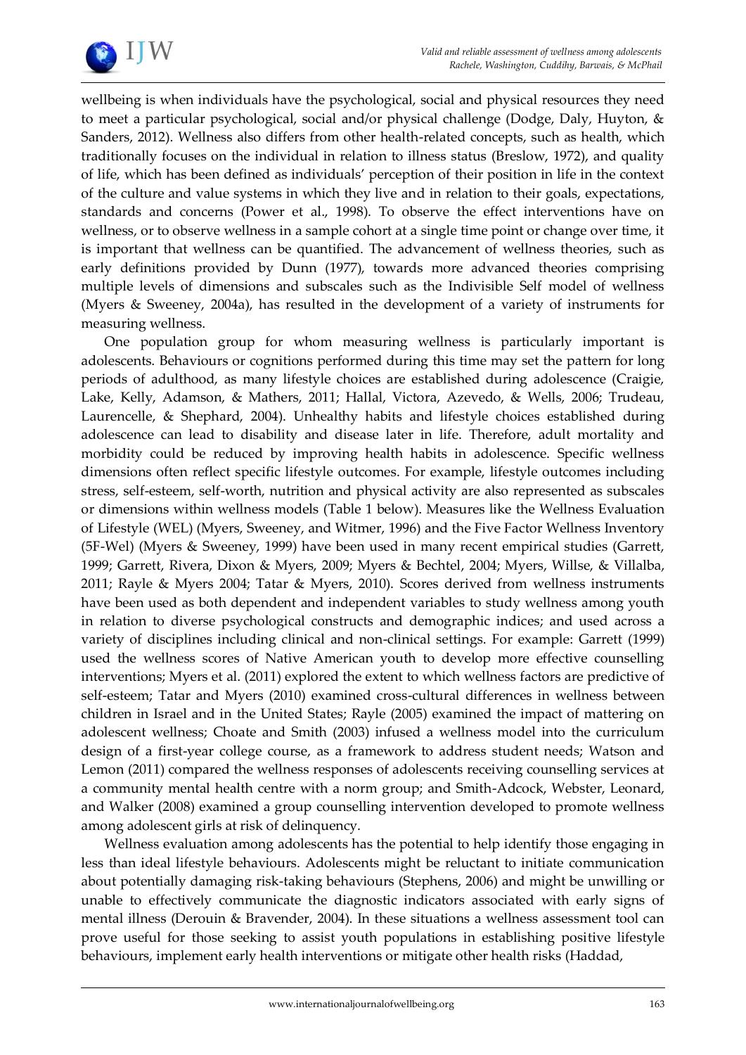wellbeing is when individuals have the psychological, social and physical resources they need to meet a particular psychological, social and/or physical challenge (Dodge, Daly, Huyton, & Sanders, 2012). Wellness also differs from other health-related concepts, such as health, which traditionally focuses on the individual in relation to illness status (Breslow, 1972), and quality of life, which has been defined as individuals' perception of their position in life in the context of the culture and value systems in which they live and in relation to their goals, expectations, standards and concerns (Power et al., 1998). To observe the effect interventions have on wellness, or to observe wellness in a sample cohort at a single time point or change over time, it is important that wellness can be quantified. The advancement of wellness theories, such as early definitions provided by Dunn (1977), towards more advanced theories comprising multiple levels of dimensions and subscales such as the Indivisible Self model of wellness (Myers & Sweeney, 2004a), has resulted in the development of a variety of instruments for measuring wellness.

One population group for whom measuring wellness is particularly important is adolescents. Behaviours or cognitions performed during this time may set the pattern for long periods of adulthood, as many lifestyle choices are established during adolescence (Craigie, Lake, Kelly, Adamson, & Mathers, 2011; Hallal, Victora, Azevedo, & Wells, 2006; Trudeau, Laurencelle, & Shephard, 2004). Unhealthy habits and lifestyle choices established during adolescence can lead to disability and disease later in life. Therefore, adult mortality and morbidity could be reduced by improving health habits in adolescence. Specific wellness dimensions often reflect specific lifestyle outcomes. For example, lifestyle outcomes including stress, self-esteem, self-worth, nutrition and physical activity are also represented as subscales or dimensions within wellness models (Table 1 below). Measures like the Wellness Evaluation of Lifestyle (WEL) (Myers, Sweeney, and Witmer, 1996) and the Five Factor Wellness Inventory (5F-Wel) (Myers & Sweeney, 1999) have been used in many recent empirical studies (Garrett, 1999; Garrett, Rivera, Dixon & Myers, 2009; Myers & Bechtel, 2004; Myers, Willse, & Villalba, 2011; Rayle & Myers 2004; Tatar & Myers, 2010). Scores derived from wellness instruments have been used as both dependent and independent variables to study wellness among youth in relation to diverse psychological constructs and demographic indices; and used across a variety of disciplines including clinical and non-clinical settings. For example: Garrett (1999) used the wellness scores of Native American youth to develop more effective counselling interventions; Myers et al. (2011) explored the extent to which wellness factors are predictive of self-esteem; Tatar and Myers (2010) examined cross-cultural differences in wellness between children in Israel and in the United States; Rayle (2005) examined the impact of mattering on adolescent wellness; Choate and Smith (2003) infused a wellness model into the curriculum design of a first-year college course, as a framework to address student needs; Watson and Lemon (2011) compared the wellness responses of adolescents receiving counselling services at a community mental health centre with a norm group; and Smith-Adcock, Webster, Leonard, and Walker (2008) examined a group counselling intervention developed to promote wellness among adolescent girls at risk of delinquency.

Wellness evaluation among adolescents has the potential to help identify those engaging in less than ideal lifestyle behaviours. Adolescents might be reluctant to initiate communication about potentially damaging risk-taking behaviours (Stephens, 2006) and might be unwilling or unable to effectively communicate the diagnostic indicators associated with early signs of mental illness (Derouin & Bravender, 2004). In these situations a wellness assessment tool can prove useful for those seeking to assist youth populations in establishing positive lifestyle behaviours, implement early health interventions or mitigate other health risks (Haddad,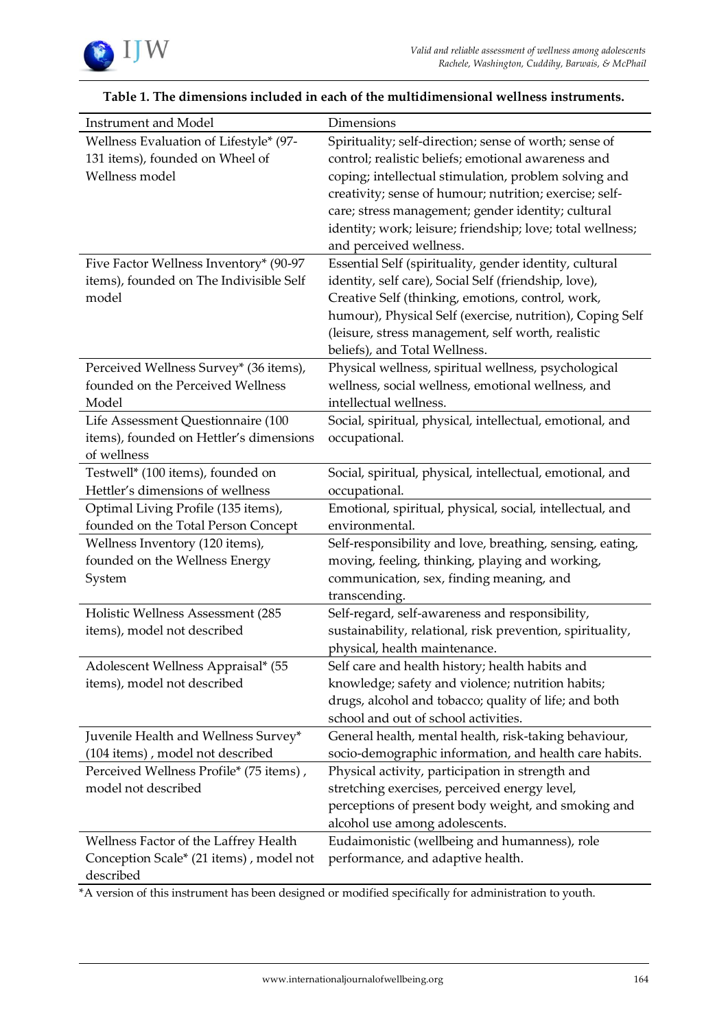**Table 1. The dimensions included in each of the multidimensional wellness instruments.**

| Instrument and Model | Dimensions |
|---|---|
| Wellness Evaluation of Lifestyle* (97-131 items), founded on Wheel of Wellness model | Spirituality; self-direction; sense of worth; sense of control; realistic beliefs; emotional awareness and coping; intellectual stimulation, problem solving and creativity; sense of humour; nutrition; exercise; self-care; stress management; gender identity; cultural identity; work; leisure; friendship; love; total wellness; and perceived wellness. |
| Five Factor Wellness Inventory* (90-97 items), founded on The Indivisible Self model | Essential Self (spirituality, gender identity, cultural identity, self care), Social Self (friendship, love), Creative Self (thinking, emotions, control, work, humour), Physical Self (exercise, nutrition), Coping Self (leisure, stress management, self worth, realistic beliefs), and Total Wellness. |
| Perceived Wellness Survey* (36 items), founded on the Perceived Wellness Model | Physical wellness, spiritual wellness, psychological wellness, social wellness, emotional wellness, and intellectual wellness. |
| Life Assessment Questionnaire (100 items), founded on Hettler's dimensions of wellness | Social, spiritual, physical, intellectual, emotional, and occupational. |
| Testwell* (100 items), founded on Hettler's dimensions of wellness | Social, spiritual, physical, intellectual, emotional, and occupational. |
| Optimal Living Profile (135 items), founded on the Total Person Concept | Emotional, spiritual, physical, social, intellectual, and environmental. |
| Wellness Inventory (120 items), founded on the Wellness Energy System | Self-responsibility and love, breathing, sensing, eating, moving, feeling, thinking, playing and working, communication, sex, finding meaning, and transcending. |
| Holistic Wellness Assessment (285 items), model not described | Self-regard, self-awareness and responsibility, sustainability, relational, risk prevention, spirituality, physical, health maintenance. |
| Adolescent Wellness Appraisal* (55 items), model not described | Self care and health history; health habits and knowledge; safety and violence; nutrition habits; drugs, alcohol and tobacco; quality of life; and both school and out of school activities. |
| Juvenile Health and Wellness Survey* (104 items) , model not described | General health, mental health, risk-taking behaviour, socio-demographic information, and health care habits. |
| Perceived Wellness Profile* (75 items) , model not described | Physical activity, participation in strength and stretching exercises, perceived energy level, perceptions of present body weight, and smoking and alcohol use among adolescents. |
| Wellness Factor of the Laffrey Health Conception Scale* (21 items) , model not described | Eudaimonistic (wellbeing and humanness), role performance, and adaptive health. |

*A version of this instrument has been designed or modified specifically for administration to youth.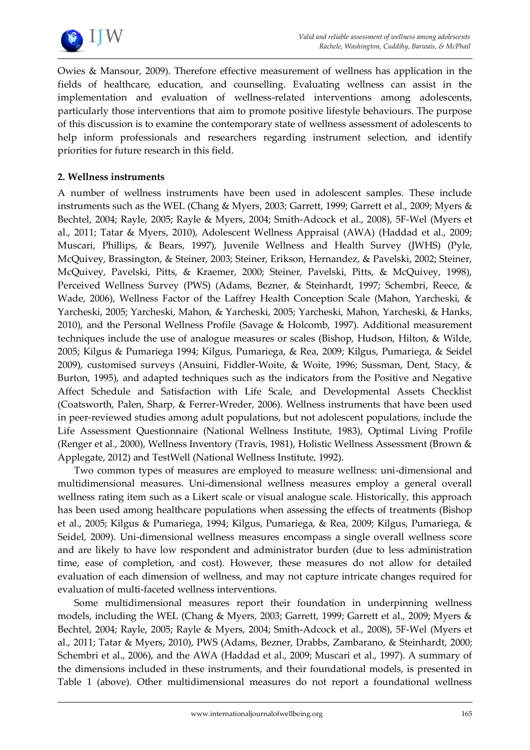Owies & Mansour, 2009). Therefore effective measurement of wellness has application in the fields of healthcare, education, and counselling. Evaluating wellness can assist in the implementation and evaluation of wellness-related interventions among adolescents, particularly those interventions that aim to promote positive lifestyle behaviours. The purpose of this discussion is to examine the contemporary state of wellness assessment of adolescents to help inform professionals and researchers regarding instrument selection, and identify priorities for future research in this field.

**2. Wellness instruments**

A number of wellness instruments have been used in adolescent samples. These include instruments such as the WEL (Chang & Myers, 2003; Garrett, 1999; Garrett et al., 2009; Myers & Bechtel, 2004; Rayle, 2005; Rayle & Myers, 2004; Smith-Adcock et al., 2008), 5F-Wel (Myers et al., 2011; Tatar & Myers, 2010), Adolescent Wellness Appraisal (AWA) (Haddad et al., 2009; Muscari, Phillips, & Bears, 1997), Juvenile Wellness and Health Survey (JWHS) (Pyle, McQuivey, Brassington, & Steiner, 2003; Steiner, Erikson, Hernandez, & Pavelski, 2002; Steiner, McQuivey, Pavelski, Pitts, & Kraemer, 2000; Steiner, Pavelski, Pitts, & McQuivey, 1998), Perceived Wellness Survey (PWS) (Adams, Bezner, & Steinhardt, 1997; Schembri, Reece, & Wade, 2006), Wellness Factor of the Laffrey Health Conception Scale (Mahon, Yarcheski, & Yarcheski, 2005; Yarcheski, Mahon, & Yarcheski, 2005; Yarcheski, Mahon, Yarcheski, & Hanks, 2010), and the Personal Wellness Profile (Savage & Holcomb, 1997). Additional measurement techniques include the use of analogue measures or scales (Bishop, Hudson, Hilton, & Wilde, 2005; Kilgus & Pumariega 1994; Kilgus, Pumariega, & Rea, 2009; Kilgus, Pumariega, & Seidel 2009), customised surveys (Ansuini, Fiddler-Woite, & Woite, 1996; Sussman, Dent, Stacy, & Burton, 1995), and adapted techniques such as the indicators from the Positive and Negative Affect Schedule and Satisfaction with Life Scale, and Developmental Assets Checklist (Coatsworth, Palen, Sharp, & Ferrer-Wreder, 2006). Wellness instruments that have been used in peer-reviewed studies among adult populations, but not adolescent populations, include the Life Assessment Questionnaire (National Wellness Institute, 1983), Optimal Living Profile (Renger et al., 2000), Wellness Inventory (Travis, 1981), Holistic Wellness Assessment (Brown & Applegate, 2012) and TestWell (National Wellness Institute, 1992).

Two common types of measures are employed to measure wellness: uni-dimensional and multidimensional measures. Uni-dimensional wellness measures employ a general overall wellness rating item such as a Likert scale or visual analogue scale. Historically, this approach has been used among healthcare populations when assessing the effects of treatments (Bishop et al., 2005; Kilgus & Pumariega, 1994; Kilgus, Pumariega, & Rea, 2009; Kilgus, Pumariega, & Seidel, 2009). Uni-dimensional wellness measures encompass a single overall wellness score and are likely to have low respondent and administrator burden (due to less administration time, ease of completion, and cost). However, these measures do not allow for detailed evaluation of each dimension of wellness, and may not capture intricate changes required for evaluation of multi-faceted wellness interventions.

Some multidimensional measures report their foundation in underpinning wellness models, including the WEL (Chang & Myers, 2003; Garrett, 1999; Garrett et al., 2009; Myers & Bechtel, 2004; Rayle, 2005; Rayle & Myers, 2004; Smith-Adcock et al., 2008), 5F-Wel (Myers et al., 2011; Tatar & Myers, 2010), PWS (Adams, Bezner, Drabbs, Zambarano, & Steinhardt, 2000; Schembri et al., 2006), and the AWA (Haddad et al., 2009; Muscari et al., 1997). A summary of the dimensions included in these instruments, and their foundational models, is presented in Table 1 (above). Other multidimensional measures do not report a foundational wellness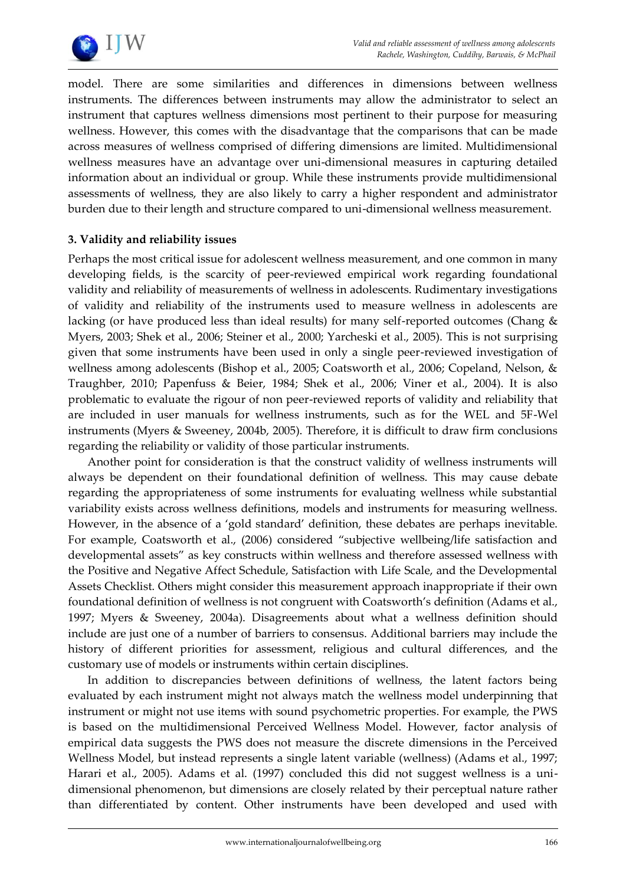model. There are some similarities and differences in dimensions between wellness instruments. The differences between instruments may allow the administrator to select an instrument that captures wellness dimensions most pertinent to their purpose for measuring wellness. However, this comes with the disadvantage that the comparisons that can be made across measures of wellness comprised of differing dimensions are limited. Multidimensional wellness measures have an advantage over uni-dimensional measures in capturing detailed information about an individual or group. While these instruments provide multidimensional assessments of wellness, they are also likely to carry a higher respondent and administrator burden due to their length and structure compared to uni-dimensional wellness measurement.

### 3. Validity and reliability issues

Perhaps the most critical issue for adolescent wellness measurement, and one common in many developing fields, is the scarcity of peer-reviewed empirical work regarding foundational validity and reliability of measurements of wellness in adolescents. Rudimentary investigations of validity and reliability of the instruments used to measure wellness in adolescents are lacking (or have produced less than ideal results) for many self-reported outcomes (Chang & Myers, 2003; Shek et al., 2006; Steiner et al., 2000; Yarcheski et al., 2005). This is not surprising given that some instruments have been used in only a single peer-reviewed investigation of wellness among adolescents (Bishop et al., 2005; Coatsworth et al., 2006; Copeland, Nelson, & Traughber, 2010; Papenfuss & Beier, 1984; Shek et al., 2006; Viner et al., 2004). It is also problematic to evaluate the rigour of non peer-reviewed reports of validity and reliability that are included in user manuals for wellness instruments, such as for the WEL and 5F-Wel instruments (Myers & Sweeney, 2004b, 2005). Therefore, it is difficult to draw firm conclusions regarding the reliability or validity of those particular instruments.

Another point for consideration is that the construct validity of wellness instruments will always be dependent on their foundational definition of wellness. This may cause debate regarding the appropriateness of some instruments for evaluating wellness while substantial variability exists across wellness definitions, models and instruments for measuring wellness. However, in the absence of a 'gold standard' definition, these debates are perhaps inevitable. For example, Coatsworth et al., (2006) considered "subjective wellbeing/life satisfaction and developmental assets" as key constructs within wellness and therefore assessed wellness with the Positive and Negative Affect Schedule, Satisfaction with Life Scale, and the Developmental Assets Checklist. Others might consider this measurement approach inappropriate if their own foundational definition of wellness is not congruent with Coatsworth's definition (Adams et al., 1997; Myers & Sweeney, 2004a). Disagreements about what a wellness definition should include are just one of a number of barriers to consensus. Additional barriers may include the history of different priorities for assessment, religious and cultural differences, and the customary use of models or instruments within certain disciplines.

In addition to discrepancies between definitions of wellness, the latent factors being evaluated by each instrument might not always match the wellness model underpinning that instrument or might not use items with sound psychometric properties. For example, the PWS is based on the multidimensional Perceived Wellness Model. However, factor analysis of empirical data suggests the PWS does not measure the discrete dimensions in the Perceived Wellness Model, but instead represents a single latent variable (wellness) (Adams et al., 1997; Harari et al., 2005). Adams et al. (1997) concluded this did not suggest wellness is a uni-dimensional phenomenon, but dimensions are closely related by their perceptual nature rather than differentiated by content. Other instruments have been developed and used with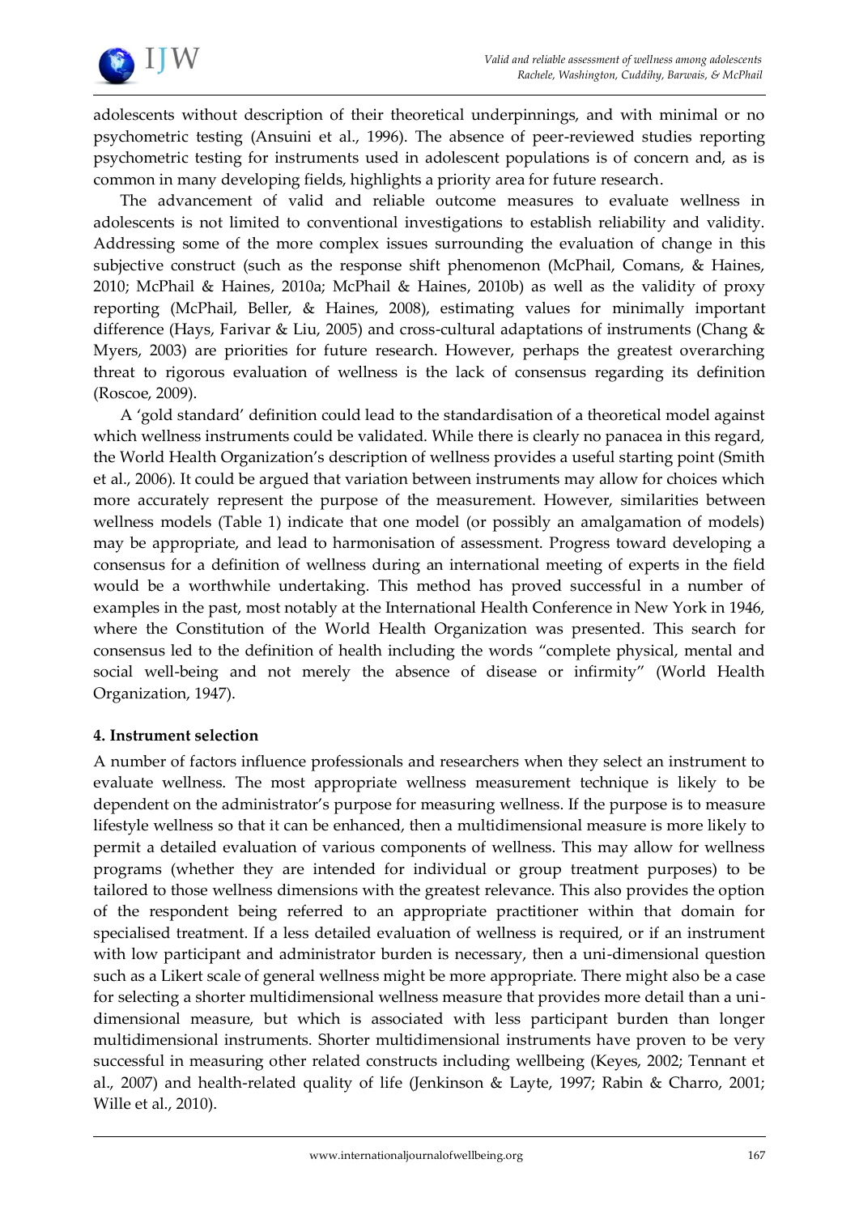adolescents without description of their theoretical underpinnings, and with minimal or no psychometric testing (Ansuini et al., 1996). The absence of peer-reviewed studies reporting psychometric testing for instruments used in adolescent populations is of concern and, as is common in many developing fields, highlights a priority area for future research.

The advancement of valid and reliable outcome measures to evaluate wellness in adolescents is not limited to conventional investigations to establish reliability and validity. Addressing some of the more complex issues surrounding the evaluation of change in this subjective construct (such as the response shift phenomenon (McPhail, Comans, & Haines, 2010; McPhail & Haines, 2010a; McPhail & Haines, 2010b) as well as the validity of proxy reporting (McPhail, Beller, & Haines, 2008), estimating values for minimally important difference (Hays, Farivar & Liu, 2005) and cross-cultural adaptations of instruments (Chang & Myers, 2003) are priorities for future research. However, perhaps the greatest overarching threat to rigorous evaluation of wellness is the lack of consensus regarding its definition (Roscoe, 2009).

A 'gold standard' definition could lead to the standardisation of a theoretical model against which wellness instruments could be validated. While there is clearly no panacea in this regard, the World Health Organization's description of wellness provides a useful starting point (Smith et al., 2006). It could be argued that variation between instruments may allow for choices which more accurately represent the purpose of the measurement. However, similarities between wellness models (Table 1) indicate that one model (or possibly an amalgamation of models) may be appropriate, and lead to harmonisation of assessment. Progress toward developing a consensus for a definition of wellness during an international meeting of experts in the field would be a worthwhile undertaking. This method has proved successful in a number of examples in the past, most notably at the International Health Conference in New York in 1946, where the Constitution of the World Health Organization was presented. This search for consensus led to the definition of health including the words "complete physical, mental and social well-being and not merely the absence of disease or infirmity" (World Health Organization, 1947).

**4. Instrument selection**

A number of factors influence professionals and researchers when they select an instrument to evaluate wellness. The most appropriate wellness measurement technique is likely to be dependent on the administrator's purpose for measuring wellness. If the purpose is to measure lifestyle wellness so that it can be enhanced, then a multidimensional measure is more likely to permit a detailed evaluation of various components of wellness. This may allow for wellness programs (whether they are intended for individual or group treatment purposes) to be tailored to those wellness dimensions with the greatest relevance. This also provides the option of the respondent being referred to an appropriate practitioner within that domain for specialised treatment. If a less detailed evaluation of wellness is required, or if an instrument with low participant and administrator burden is necessary, then a uni-dimensional question such as a Likert scale of general wellness might be more appropriate. There might also be a case for selecting a shorter multidimensional wellness measure that provides more detail than a uni-dimensional measure, but which is associated with less participant burden than longer multidimensional instruments. Shorter multidimensional instruments have proven to be very successful in measuring other related constructs including wellbeing (Keyes, 2002; Tennant et al., 2007) and health-related quality of life (Jenkinson & Layte, 1997; Rabin & Charro, 2001; Wille et al., 2010).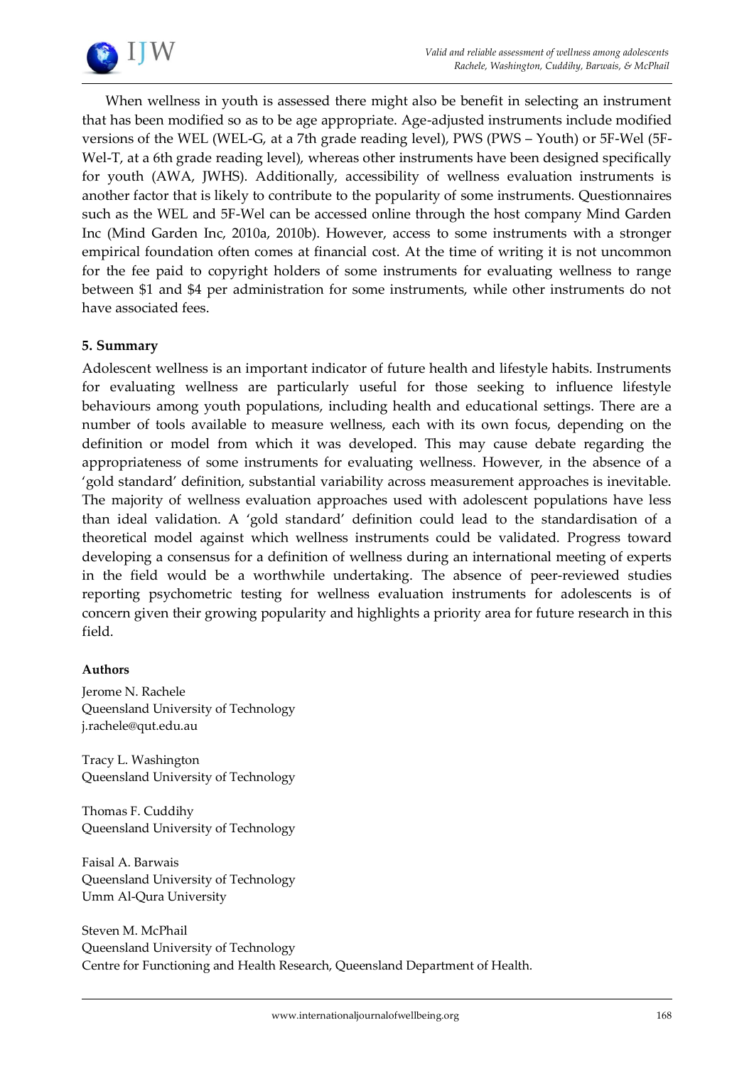When wellness in youth is assessed there might also be benefit in selecting an instrument that has been modified so as to be age appropriate. Age-adjusted instruments include modified versions of the WEL (WEL-G, at a 7th grade reading level), PWS (PWS – Youth) or 5F-Wel (5F-Wel-T, at a 6th grade reading level), whereas other instruments have been designed specifically for youth (AWA, JWHS). Additionally, accessibility of wellness evaluation instruments is another factor that is likely to contribute to the popularity of some instruments. Questionnaires such as the WEL and 5F-Wel can be accessed online through the host company Mind Garden Inc (Mind Garden Inc, 2010a, 2010b). However, access to some instruments with a stronger empirical foundation often comes at financial cost. At the time of writing it is not uncommon for the fee paid to copyright holders of some instruments for evaluating wellness to range between $1 and $4 per administration for some instruments, while other instruments do not have associated fees.

## 5. Summary

Adolescent wellness is an important indicator of future health and lifestyle habits. Instruments for evaluating wellness are particularly useful for those seeking to influence lifestyle behaviours among youth populations, including health and educational settings. There are a number of tools available to measure wellness, each with its own focus, depending on the definition or model from which it was developed. This may cause debate regarding the appropriateness of some instruments for evaluating wellness. However, in the absence of a 'gold standard' definition, substantial variability across measurement approaches is inevitable. The majority of wellness evaluation approaches used with adolescent populations have less than ideal validation. A 'gold standard' definition could lead to the standardisation of a theoretical model against which wellness instruments could be validated. Progress toward developing a consensus for a definition of wellness during an international meeting of experts in the field would be a worthwhile undertaking. The absence of peer-reviewed studies reporting psychometric testing for wellness evaluation instruments for adolescents is of concern given their growing popularity and highlights a priority area for future research in this field.

### Authors

Jerome N. Rachele
Queensland University of Technology
j.rachele@qut.edu.au

Tracy L. Washington
Queensland University of Technology

Thomas F. Cuddihy
Queensland University of Technology

Faisal A. Barwais
Queensland University of Technology
Umm Al-Qura University

Steven M. McPhail
Queensland University of Technology
Centre for Functioning and Health Research, Queensland Department of Health.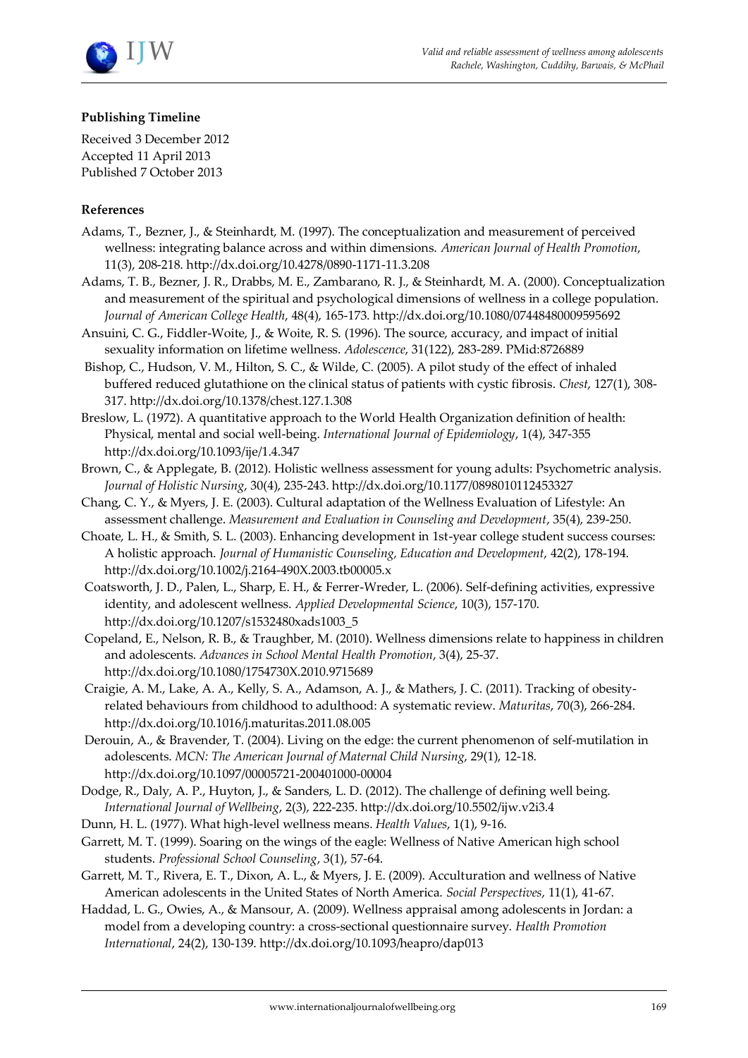**Publishing Timeline**

Received 3 December 2012
Accepted 11 April 2013
Published 7 October 2013

**References**

Adams, T., Bezner, J., & Steinhardt, M. (1997). The conceptualization and measurement of perceived wellness: integrating balance across and within dimensions. *American Journal of Health Promotion*, 11(3), 208-218. http://dx.doi.org/10.4278/0890-1171-11.3.208

Adams, T. B., Bezner, J. R., Drabbs, M. E., Zambarano, R. J., & Steinhardt, M. A. (2000). Conceptualization and measurement of the spiritual and psychological dimensions of wellness in a college population. *Journal of American College Health*, 48(4), 165-173. http://dx.doi.org/10.1080/07448480009595692

Ansuini, C. G., Fiddler-Woite, J., & Woite, R. S. (1996). The source, accuracy, and impact of initial sexuality information on lifetime wellness. *Adolescence*, 31(122), 283-289. PMid:8726889

Bishop, C., Hudson, V. M., Hilton, S. C., & Wilde, C. (2005). A pilot study of the effect of inhaled buffered reduced glutathione on the clinical status of patients with cystic fibrosis. *Chest*, 127(1), 308-317. http://dx.doi.org/10.1378/chest.127.1.308

Breslow, L. (1972). A quantitative approach to the World Health Organization definition of health: Physical, mental and social well-being. *International Journal of Epidemiology*, 1(4), 347-355 http://dx.doi.org/10.1093/ije/1.4.347

Brown, C., & Applegate, B. (2012). Holistic wellness assessment for young adults: Psychometric analysis. *Journal of Holistic Nursing*, 30(4), 235-243. http://dx.doi.org/10.1177/0898010112453327

Chang, C. Y., & Myers, J. E. (2003). Cultural adaptation of the Wellness Evaluation of Lifestyle: An assessment challenge. *Measurement and Evaluation in Counseling and Development*, 35(4), 239-250.

Choate, L. H., & Smith, S. L. (2003). Enhancing development in 1st-year college student success courses: A holistic approach. *Journal of Humanistic Counseling, Education and Development*, 42(2), 178-194. http://dx.doi.org/10.1002/j.2164-490X.2003.tb00005.x

Coatsworth, J. D., Palen, L., Sharp, E. H., & Ferrer-Wreder, L. (2006). Self-defining activities, expressive identity, and adolescent wellness. *Applied Developmental Science*, 10(3), 157-170. http://dx.doi.org/10.1207/s1532480xads1003_5

Copeland, E., Nelson, R. B., & Traughber, M. (2010). Wellness dimensions relate to happiness in children and adolescents. *Advances in School Mental Health Promotion*, 3(4), 25-37. http://dx.doi.org/10.1080/1754730X.2010.9715689

Craigie, A. M., Lake, A. A., Kelly, S. A., Adamson, A. J., & Mathers, J. C. (2011). Tracking of obesity-related behaviours from childhood to adulthood: A systematic review. *Maturitas*, 70(3), 266-284. http://dx.doi.org/10.1016/j.maturitas.2011.08.005

Derouin, A., & Bravender, T. (2004). Living on the edge: the current phenomenon of self-mutilation in adolescents. *MCN: The American Journal of Maternal Child Nursing*, 29(1), 12-18. http://dx.doi.org/10.1097/00005721-200401000-00004

Dodge, R., Daly, A. P., Huyton, J., & Sanders, L. D. (2012). The challenge of defining well being. *International Journal of Wellbeing*, 2(3), 222-235. http://dx.doi.org/10.5502/ijw.v2i3.4

Dunn, H. L. (1977). What high-level wellness means. *Health Values*, 1(1), 9-16.

Garrett, M. T. (1999). Soaring on the wings of the eagle: Wellness of Native American high school students. *Professional School Counseling*, 3(1), 57-64.

Garrett, M. T., Rivera, E. T., Dixon, A. L., & Myers, J. E. (2009). Acculturation and wellness of Native American adolescents in the United States of North America. *Social Perspectives*, 11(1), 41-67.

Haddad, L. G., Owies, A., & Mansour, A. (2009). Wellness appraisal among adolescents in Jordan: a model from a developing country: a cross-sectional questionnaire survey. *Health Promotion International*, 24(2), 130-139. http://dx.doi.org/10.1093/heapro/dap013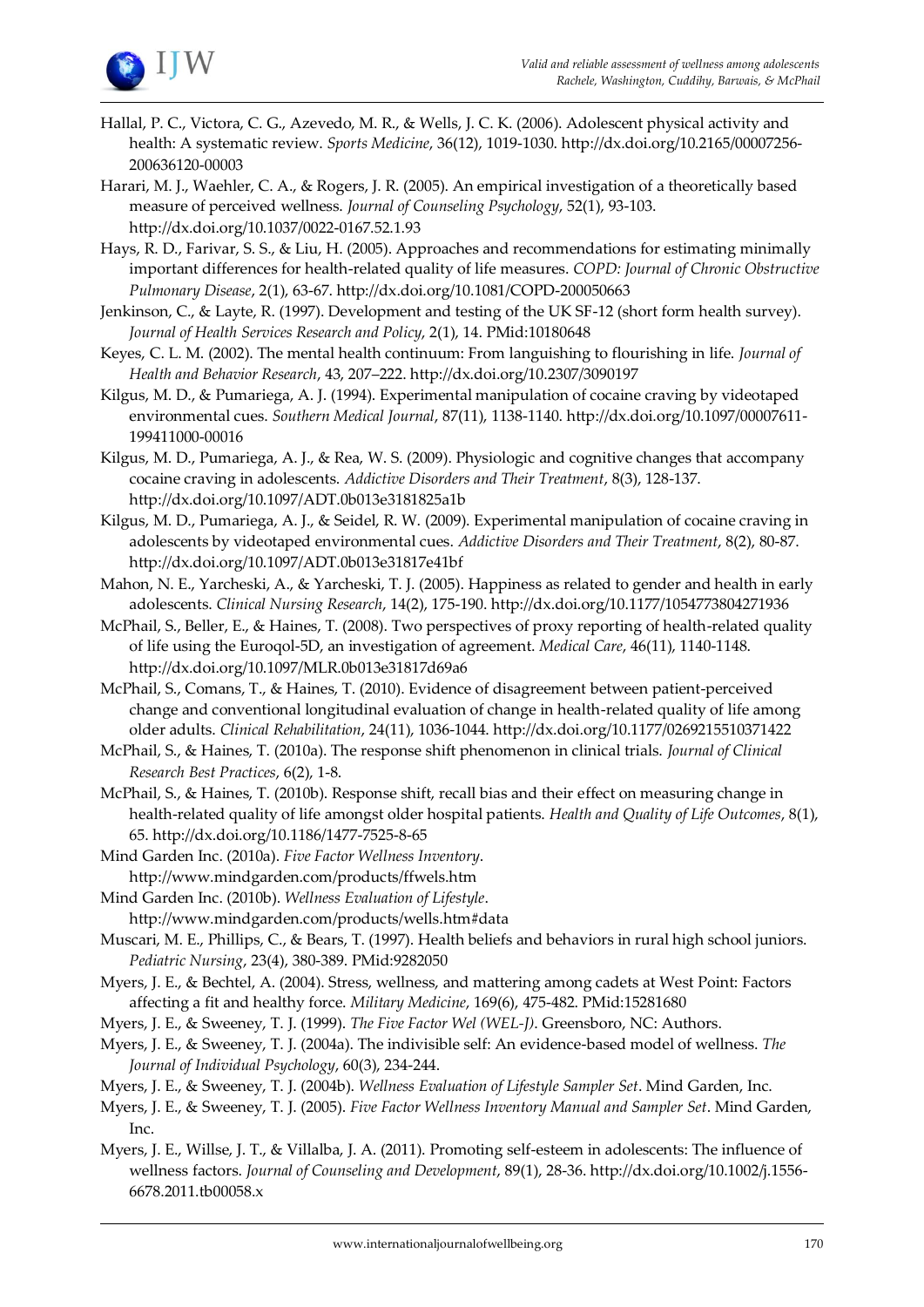Hallal, P. C., Victora, C. G., Azevedo, M. R., & Wells, J. C. K. (2006). Adolescent physical activity and health: A systematic review. *Sports Medicine*, 36(12), 1019-1030. http://dx.doi.org/10.2165/00007256-200636120-00003

Harari, M. J., Waehler, C. A., & Rogers, J. R. (2005). An empirical investigation of a theoretically based measure of perceived wellness. *Journal of Counseling Psychology*, 52(1), 93-103. http://dx.doi.org/10.1037/0022-0167.52.1.93

Hays, R. D., Farivar, S. S., & Liu, H. (2005). Approaches and recommendations for estimating minimally important differences for health-related quality of life measures. *COPD: Journal of Chronic Obstructive Pulmonary Disease*, 2(1), 63-67. http://dx.doi.org/10.1081/COPD-200050663

Jenkinson, C., & Layte, R. (1997). Development and testing of the UK SF-12 (short form health survey). *Journal of Health Services Research and Policy*, 2(1), 14. PMid:10180648

Keyes, C. L. M. (2002). The mental health continuum: From languishing to flourishing in life. *Journal of Health and Behavior Research*, 43, 207–222. http://dx.doi.org/10.2307/3090197

Kilgus, M. D., & Pumariega, A. J. (1994). Experimental manipulation of cocaine craving by videotaped environmental cues. *Southern Medical Journal*, 87(11), 1138-1140. http://dx.doi.org/10.1097/00007611-199411000-00016

Kilgus, M. D., Pumariega, A. J., & Rea, W. S. (2009). Physiologic and cognitive changes that accompany cocaine craving in adolescents. *Addictive Disorders and Their Treatment*, 8(3), 128-137. http://dx.doi.org/10.1097/ADT.0b013e3181825a1b

Kilgus, M. D., Pumariega, A. J., & Seidel, R. W. (2009). Experimental manipulation of cocaine craving in adolescents by videotaped environmental cues. *Addictive Disorders and Their Treatment*, 8(2), 80-87. http://dx.doi.org/10.1097/ADT.0b013e31817e41bf

Mahon, N. E., Yarcheski, A., & Yarcheski, T. J. (2005). Happiness as related to gender and health in early adolescents. *Clinical Nursing Research*, 14(2), 175-190. http://dx.doi.org/10.1177/1054773804271936

McPhail, S., Beller, E., & Haines, T. (2008). Two perspectives of proxy reporting of health-related quality of life using the Euroqol-5D, an investigation of agreement. *Medical Care*, 46(11), 1140-1148. http://dx.doi.org/10.1097/MLR.0b013e31817d69a6

McPhail, S., Comans, T., & Haines, T. (2010). Evidence of disagreement between patient-perceived change and conventional longitudinal evaluation of change in health-related quality of life among older adults. *Clinical Rehabilitation*, 24(11), 1036-1044. http://dx.doi.org/10.1177/0269215510371422

McPhail, S., & Haines, T. (2010a). The response shift phenomenon in clinical trials. *Journal of Clinical Research Best Practices*, 6(2), 1-8.

McPhail, S., & Haines, T. (2010b). Response shift, recall bias and their effect on measuring change in health-related quality of life amongst older hospital patients. *Health and Quality of Life Outcomes*, 8(1), 65. http://dx.doi.org/10.1186/1477-7525-8-65

Mind Garden Inc. (2010a). *Five Factor Wellness Inventory*. http://www.mindgarden.com/products/ffwels.htm

Mind Garden Inc. (2010b). *Wellness Evaluation of Lifestyle*. http://www.mindgarden.com/products/wells.htm#data

Muscari, M. E., Phillips, C., & Bears, T. (1997). Health beliefs and behaviors in rural high school juniors. *Pediatric Nursing*, 23(4), 380-389. PMid:9282050

Myers, J. E., & Bechtel, A. (2004). Stress, wellness, and mattering among cadets at West Point: Factors affecting a fit and healthy force. *Military Medicine*, 169(6), 475-482. PMid:15281680

Myers, J. E., & Sweeney, T. J. (1999). *The Five Factor Wel (WEL-J)*. Greensboro, NC: Authors.

Myers, J. E., & Sweeney, T. J. (2004a). The indivisible self: An evidence-based model of wellness. *The Journal of Individual Psychology*, 60(3), 234-244.

Myers, J. E., & Sweeney, T. J. (2004b). *Wellness Evaluation of Lifestyle Sampler Set*. Mind Garden, Inc.

Myers, J. E., & Sweeney, T. J. (2005). *Five Factor Wellness Inventory Manual and Sampler Set*. Mind Garden, Inc.

Myers, J. E., Willse, J. T., & Villalba, J. A. (2011). Promoting self-esteem in adolescents: The influence of wellness factors. *Journal of Counseling and Development*, 89(1), 28-36. http://dx.doi.org/10.1002/j.1556-6678.2011.tb00058.x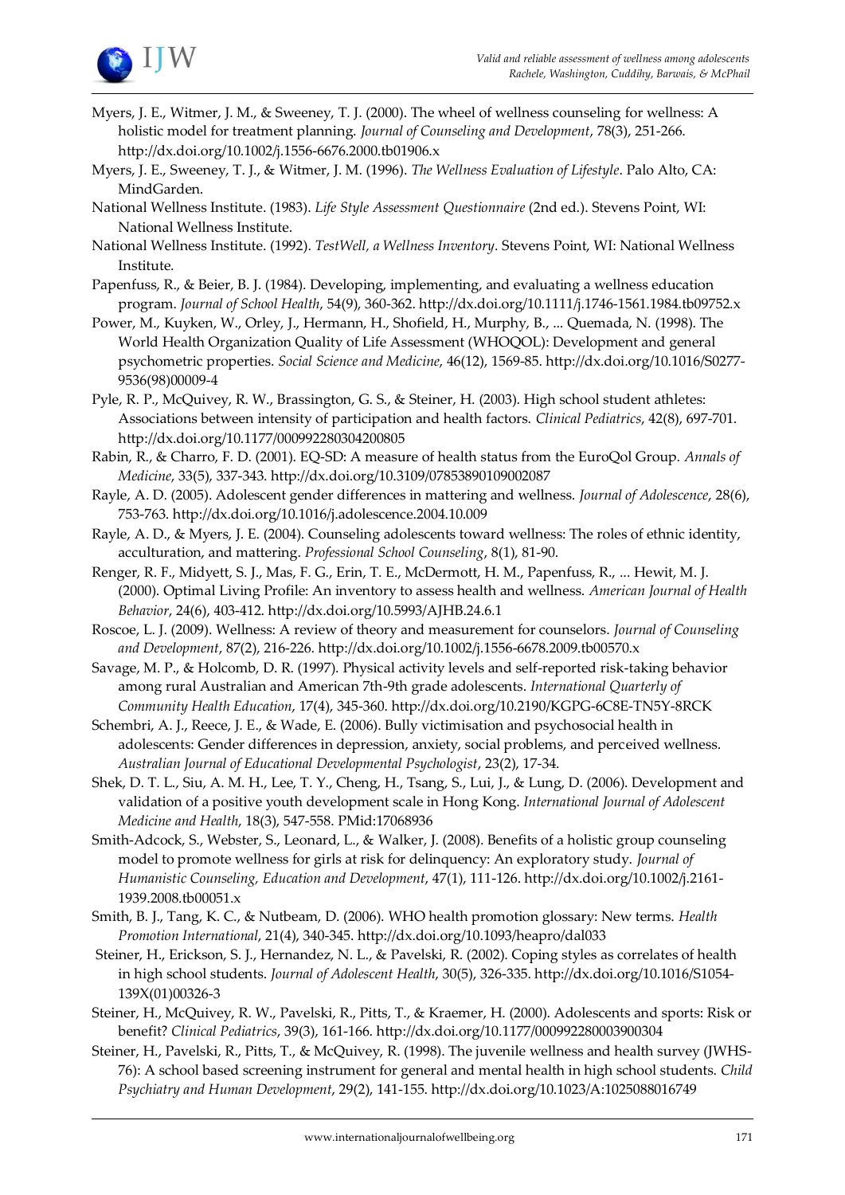Myers, J. E., Witmer, J. M., & Sweeney, T. J. (2000). The wheel of wellness counseling for wellness: A holistic model for treatment planning. *Journal of Counseling and Development*, 78(3), 251-266. http://dx.doi.org/10.1002/j.1556-6676.2000.tb01906.x

Myers, J. E., Sweeney, T. J., & Witmer, J. M. (1996). *The Wellness Evaluation of Lifestyle*. Palo Alto, CA: MindGarden.

National Wellness Institute. (1983). *Life Style Assessment Questionnaire* (2nd ed.). Stevens Point, WI: National Wellness Institute.

National Wellness Institute. (1992). *TestWell, a Wellness Inventory*. Stevens Point, WI: National Wellness Institute.

Papenfuss, R., & Beier, B. J. (1984). Developing, implementing, and evaluating a wellness education program. *Journal of School Health*, 54(9), 360-362. http://dx.doi.org/10.1111/j.1746-1561.1984.tb09752.x

Power, M., Kuyken, W., Orley, J., Hermann, H., Shofield, H., Murphy, B., ... Quemada, N. (1998). The World Health Organization Quality of Life Assessment (WHOQOL): Development and general psychometric properties. *Social Science and Medicine*, 46(12), 1569-85. http://dx.doi.org/10.1016/S0277-9536(98)00009-4

Pyle, R. P., McQuivey, R. W., Brassington, G. S., & Steiner, H. (2003). High school student athletes: Associations between intensity of participation and health factors. *Clinical Pediatrics*, 42(8), 697-701. http://dx.doi.org/10.1177/000992280304200805

Rabin, R., & Charro, F. D. (2001). EQ-SD: A measure of health status from the EuroQol Group. *Annals of Medicine*, 33(5), 337-343. http://dx.doi.org/10.3109/07853890109002087

Rayle, A. D. (2005). Adolescent gender differences in mattering and wellness. *Journal of Adolescence*, 28(6), 753-763. http://dx.doi.org/10.1016/j.adolescence.2004.10.009

Rayle, A. D., & Myers, J. E. (2004). Counseling adolescents toward wellness: The roles of ethnic identity, acculturation, and mattering. *Professional School Counseling*, 8(1), 81-90.

Renger, R. F., Midyett, S. J., Mas, F. G., Erin, T. E., McDermott, H. M., Papenfuss, R., ... Hewit, M. J. (2000). Optimal Living Profile: An inventory to assess health and wellness. *American Journal of Health Behavior*, 24(6), 403-412. http://dx.doi.org/10.5993/AJHB.24.6.1

Roscoe, L. J. (2009). Wellness: A review of theory and measurement for counselors. *Journal of Counseling and Development*, 87(2), 216-226. http://dx.doi.org/10.1002/j.1556-6678.2009.tb00570.x

Savage, M. P., & Holcomb, D. R. (1997). Physical activity levels and self-reported risk-taking behavior among rural Australian and American 7th-9th grade adolescents. *International Quarterly of Community Health Education*, 17(4), 345-360. http://dx.doi.org/10.2190/KGPG-6C8E-TN5Y-8RCK

Schembri, A. J., Reece, J. E., & Wade, E. (2006). Bully victimisation and psychosocial health in adolescents: Gender differences in depression, anxiety, social problems, and perceived wellness. *Australian Journal of Educational Developmental Psychologist*, 23(2), 17-34.

Shek, D. T. L., Siu, A. M. H., Lee, T. Y., Cheng, H., Tsang, S., Lui, J., & Lung, D. (2006). Development and validation of a positive youth development scale in Hong Kong. *International Journal of Adolescent Medicine and Health*, 18(3), 547-558. PMid:17068936

Smith-Adcock, S., Webster, S., Leonard, L., & Walker, J. (2008). Benefits of a holistic group counseling model to promote wellness for girls at risk for delinquency: An exploratory study. *Journal of Humanistic Counseling, Education and Development*, 47(1), 111-126. http://dx.doi.org/10.1002/j.2161-1939.2008.tb00051.x

Smith, B. J., Tang, K. C., & Nutbeam, D. (2006). WHO health promotion glossary: New terms. *Health Promotion International*, 21(4), 340-345. http://dx.doi.org/10.1093/heapro/dal033

Steiner, H., Erickson, S. J., Hernandez, N. L., & Pavelski, R. (2002). Coping styles as correlates of health in high school students. *Journal of Adolescent Health*, 30(5), 326-335. http://dx.doi.org/10.1016/S1054-139X(01)00326-3

Steiner, H., McQuivey, R. W., Pavelski, R., Pitts, T., & Kraemer, H. (2000). Adolescents and sports: Risk or benefit? *Clinical Pediatrics*, 39(3), 161-166. http://dx.doi.org/10.1177/000992280003900304

Steiner, H., Pavelski, R., Pitts, T., & McQuivey, R. (1998). The juvenile wellness and health survey (JWHS-76): A school based screening instrument for general and mental health in high school students. *Child Psychiatry and Human Development*, 29(2), 141-155. http://dx.doi.org/10.1023/A:1025088016749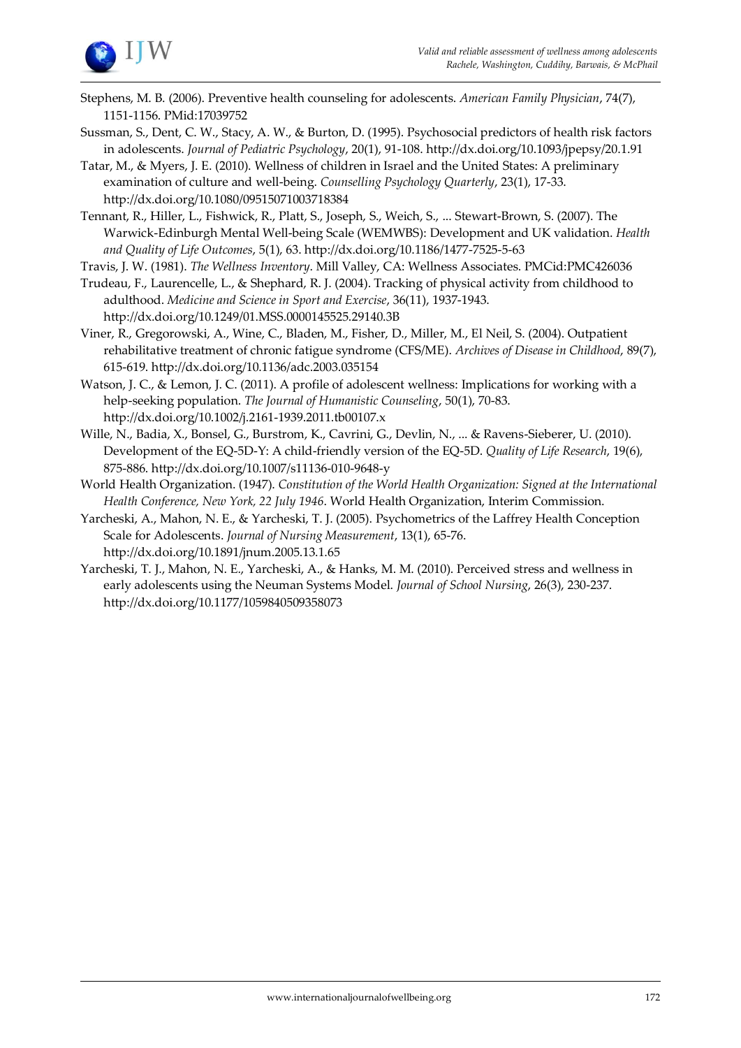Stephens, M. B. (2006). Preventive health counseling for adolescents. *American Family Physician*, 74(7), 1151-1156. PMid:17039752

Sussman, S., Dent, C. W., Stacy, A. W., & Burton, D. (1995). Psychosocial predictors of health risk factors in adolescents. *Journal of Pediatric Psychology*, 20(1), 91-108. http://dx.doi.org/10.1093/jpepsy/20.1.91

Tatar, M., & Myers, J. E. (2010). Wellness of children in Israel and the United States: A preliminary examination of culture and well-being. *Counselling Psychology Quarterly*, 23(1), 17-33. http://dx.doi.org/10.1080/09515071003718384

Tennant, R., Hiller, L., Fishwick, R., Platt, S., Joseph, S., Weich, S., ... Stewart-Brown, S. (2007). The Warwick-Edinburgh Mental Well-being Scale (WEMWBS): Development and UK validation. *Health and Quality of Life Outcomes*, 5(1), 63. http://dx.doi.org/10.1186/1477-7525-5-63

Travis, J. W. (1981). *The Wellness Inventory*. Mill Valley, CA: Wellness Associates. PMCid:PMC426036

Trudeau, F., Laurencelle, L., & Shephard, R. J. (2004). Tracking of physical activity from childhood to adulthood. *Medicine and Science in Sport and Exercise*, 36(11), 1937-1943. http://dx.doi.org/10.1249/01.MSS.0000145525.29140.3B

Viner, R., Gregorowski, A., Wine, C., Bladen, M., Fisher, D., Miller, M., El Neil, S. (2004). Outpatient rehabilitative treatment of chronic fatigue syndrome (CFS/ME). *Archives of Disease in Childhood*, 89(7), 615-619. http://dx.doi.org/10.1136/adc.2003.035154

Watson, J. C., & Lemon, J. C. (2011). A profile of adolescent wellness: Implications for working with a help-seeking population. *The Journal of Humanistic Counseling*, 50(1), 70-83. http://dx.doi.org/10.1002/j.2161-1939.2011.tb00107.x

Wille, N., Badia, X., Bonsel, G., Burstrom, K., Cavrini, G., Devlin, N., ... & Ravens-Sieberer, U. (2010). Development of the EQ-5D-Y: A child-friendly version of the EQ-5D. *Quality of Life Research*, 19(6), 875-886. http://dx.doi.org/10.1007/s11136-010-9648-y

World Health Organization. (1947). *Constitution of the World Health Organization: Signed at the International Health Conference, New York, 22 July 1946*. World Health Organization, Interim Commission.

Yarcheski, A., Mahon, N. E., & Yarcheski, T. J. (2005). Psychometrics of the Laffrey Health Conception Scale for Adolescents. *Journal of Nursing Measurement*, 13(1), 65-76. http://dx.doi.org/10.1891/jnum.2005.13.1.65

Yarcheski, T. J., Mahon, N. E., Yarcheski, A., & Hanks, M. M. (2010). Perceived stress and wellness in early adolescents using the Neuman Systems Model. *Journal of School Nursing*, 26(3), 230-237. http://dx.doi.org/10.1177/1059840509358073